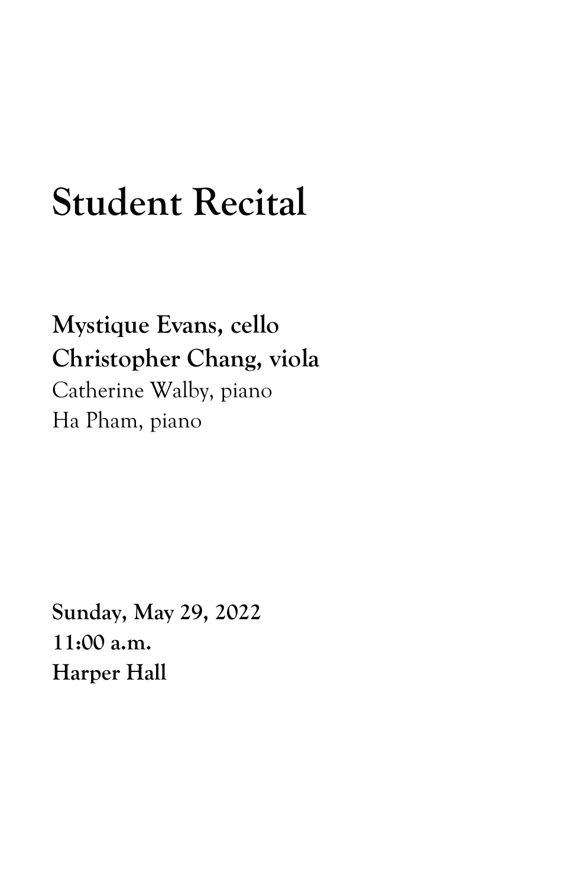# Student Recital

**Mystique Evans, cello**
**Christopher Chang, viola**
Catherine Walby, piano
Ha Pham, piano

**Sunday, May 29, 2022**
**11:00 a.m.**
**Harper Hall**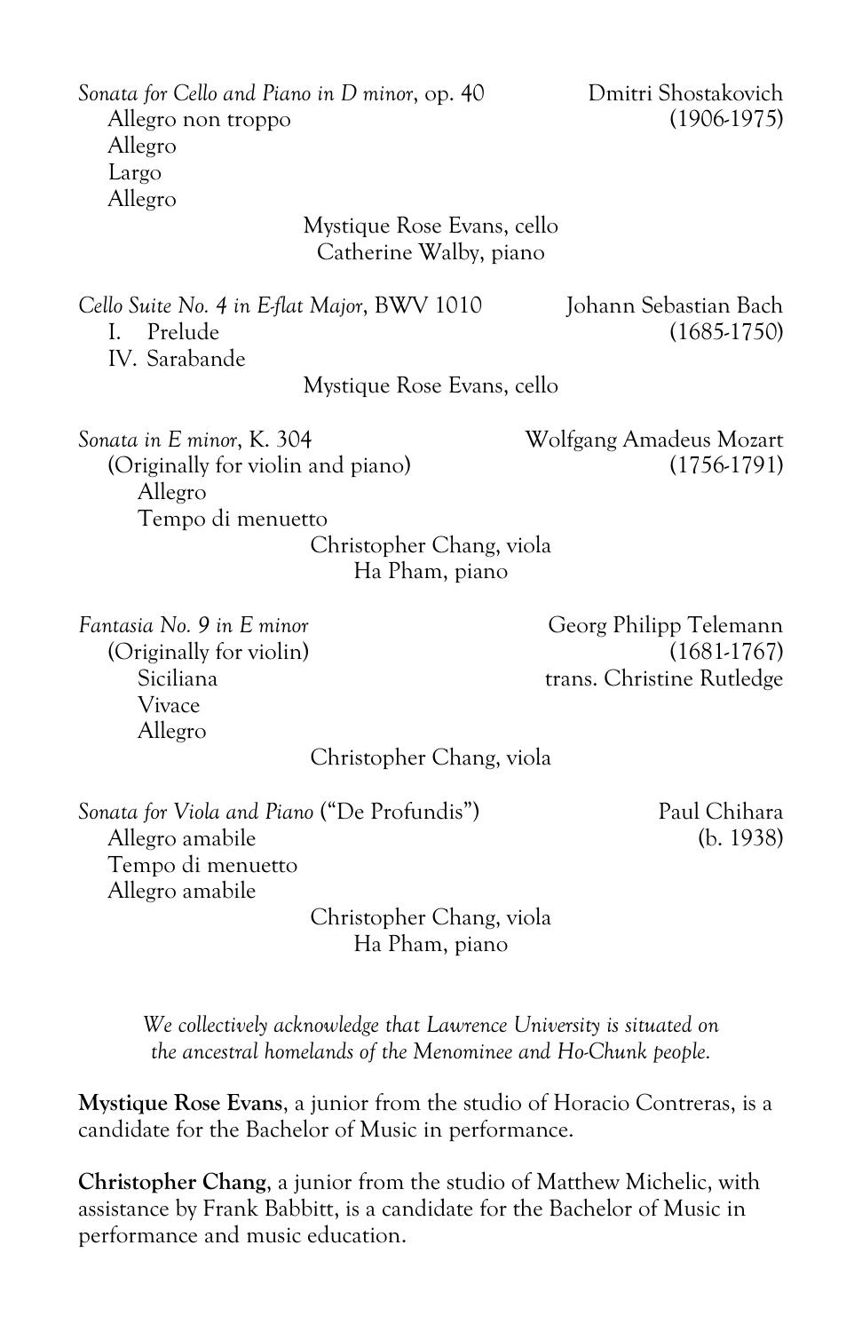*Sonata for Cello and Piano in D minor*, op. 40 — Dmitri Shostakovich (1906-1975)

Allegro non troppo
Allegro
Largo
Allegro

Mystique Rose Evans, cello
Catherine Walby, piano

*Cello Suite No. 4 in E-flat Major*, BWV 1010 — Johann Sebastian Bach (1685-1750)

I. Prelude
IV. Sarabande

Mystique Rose Evans, cello

*Sonata in E minor*, K. 304 — Wolfgang Amadeus Mozart (1756-1791)
(Originally for violin and piano)

Allegro
Tempo di menuetto

Christopher Chang, viola
Ha Pham, piano

*Fantasia No. 9 in E minor* — Georg Philipp Telemann (1681-1767)
(Originally for violin) — trans. Christine Rutledge

Siciliana
Vivace
Allegro

Christopher Chang, viola

*Sonata for Viola and Piano* ("De Profundis") — Paul Chihara (b. 1938)

Allegro amabile
Tempo di menuetto
Allegro amabile

Christopher Chang, viola
Ha Pham, piano

*We collectively acknowledge that Lawrence University is situated on the ancestral homelands of the Menominee and Ho-Chunk people.*

**Mystique Rose Evans**, a junior from the studio of Horacio Contreras, is a candidate for the Bachelor of Music in performance.

**Christopher Chang**, a junior from the studio of Matthew Michelic, with assistance by Frank Babbitt, is a candidate for the Bachelor of Music in performance and music education.